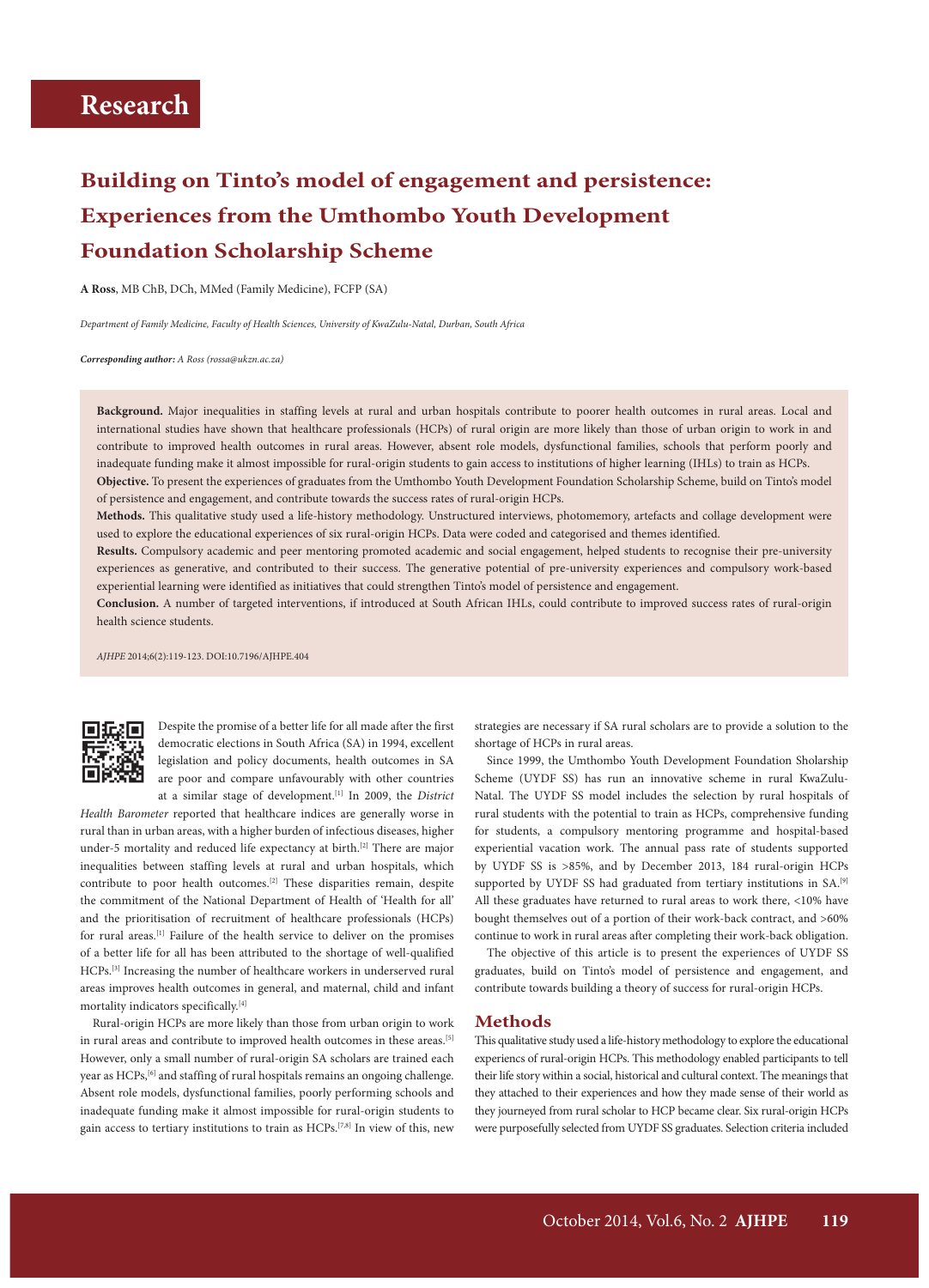Research

# Building on Tinto's model of engagement and persistence: Experiences from the Umthombo Youth Development Foundation Scholarship Scheme

**A Ross**, MB ChB, DCh, MMed (Family Medicine), FCFP (SA)

*Department of Family Medicine, Faculty of Health Sciences, University of KwaZulu-Natal, Durban, South Africa*

***Corresponding author:*** *A Ross (rossa@ukzn.ac.za)*

**Background.** Major inequalities in staffing levels at rural and urban hospitals contribute to poorer health outcomes in rural areas. Local and international studies have shown that healthcare professionals (HCPs) of rural origin are more likely than those of urban origin to work in and contribute to improved health outcomes in rural areas. However, absent role models, dysfunctional families, schools that perform poorly and inadequate funding make it almost impossible for rural-origin students to gain access to institutions of higher learning (IHLs) to train as HCPs.

**Objective.** To present the experiences of graduates from the Umthombo Youth Development Foundation Scholarship Scheme, build on Tinto's model of persistence and engagement, and contribute towards the success rates of rural-origin HCPs.

**Methods.** This qualitative study used a life-history methodology. Unstructured interviews, photomemory, artefacts and collage development were used to explore the educational experiences of six rural-origin HCPs. Data were coded and categorised and themes identified.

**Results.** Compulsory academic and peer mentoring promoted academic and social engagement, helped students to recognise their pre-university experiences as generative, and contributed to their success. The generative potential of pre-university experiences and compulsory work-based experiential learning were identified as initiatives that could strengthen Tinto's model of persistence and engagement.

**Conclusion.** A number of targeted interventions, if introduced at South African IHLs, could contribute to improved success rates of rural-origin health science students.

*AJHPE* 2014;6(2):119-123. DOI:10.7196/AJHPE.404

Despite the promise of a better life for all made after the first democratic elections in South Africa (SA) in 1994, excellent legislation and policy documents, health outcomes in SA are poor and compare unfavourably with other countries at a similar stage of development.[1] In 2009, the *District Health Barometer* reported that healthcare indices are generally worse in rural than in urban areas, with a higher burden of infectious diseases, higher under-5 mortality and reduced life expectancy at birth.[2] There are major inequalities between staffing levels at rural and urban hospitals, which contribute to poor health outcomes.[2] These disparities remain, despite the commitment of the National Department of Health of 'Health for all' and the prioritisation of recruitment of healthcare professionals (HCPs) for rural areas.[1] Failure of the health service to deliver on the promises of a better life for all has been attributed to the shortage of well-qualified HCPs.[3] Increasing the number of healthcare workers in underserved rural areas improves health outcomes in general, and maternal, child and infant mortality indicators specifically.[4]

Rural-origin HCPs are more likely than those from urban origin to work in rural areas and contribute to improved health outcomes in these areas.[5] However, only a small number of rural-origin SA scholars are trained each year as HCPs,[6] and staffing of rural hospitals remains an ongoing challenge. Absent role models, dysfunctional families, poorly performing schools and inadequate funding make it almost impossible for rural-origin students to gain access to tertiary institutions to train as HCPs.[7,8] In view of this, new strategies are necessary if SA rural scholars are to provide a solution to the shortage of HCPs in rural areas.

Since 1999, the Umthombo Youth Development Foundation Sholarship Scheme (UYDF SS) has run an innovative scheme in rural KwaZulu-Natal. The UYDF SS model includes the selection by rural hospitals of rural students with the potential to train as HCPs, comprehensive funding for students, a compulsory mentoring programme and hospital-based experiential vacation work. The annual pass rate of students supported by UYDF SS is >85%, and by December 2013, 184 rural-origin HCPs supported by UYDF SS had graduated from tertiary institutions in SA.[9] All these graduates have returned to rural areas to work there, <10% have bought themselves out of a portion of their work-back contract, and >60% continue to work in rural areas after completing their work-back obligation.

The objective of this article is to present the experiences of UYDF SS graduates, build on Tinto's model of persistence and engagement, and contribute towards building a theory of success for rural-origin HCPs.

## Methods

This qualitative study used a life-history methodology to explore the educational experiences of rural-origin HCPs. This methodology enabled participants to tell their life story within a social, historical and cultural context. The meanings that they attached to their experiences and how they made sense of their world as they journeyed from rural scholar to HCP became clear. Six rural-origin HCPs were purposefully selected from UYDF SS graduates. Selection criteria included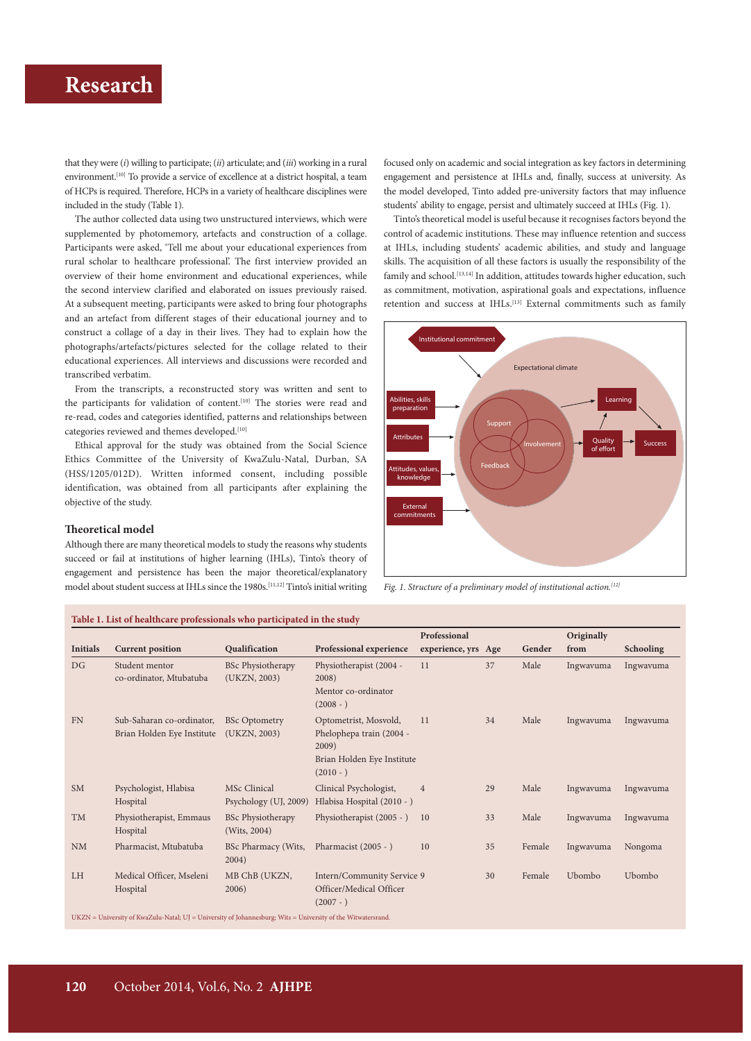that they were (*i*) willing to participate; (*ii*) articulate; and (*iii*) working in a rural environment.[10] To provide a service of excellence at a district hospital, a team of HCPs is required. Therefore, HCPs in a variety of healthcare disciplines were included in the study (Table 1).

The author collected data using two unstructured interviews, which were supplemented by photomemory, artefacts and construction of a collage. Participants were asked, 'Tell me about your educational experiences from rural scholar to healthcare professional'. The first interview provided an overview of their home environment and educational experiences, while the second interview clarified and elaborated on issues previously raised. At a subsequent meeting, participants were asked to bring four photographs and an artefact from different stages of their educational journey and to construct a collage of a day in their lives. They had to explain how the photographs/artefacts/pictures selected for the collage related to their educational experiences. All interviews and discussions were recorded and transcribed verbatim.

From the transcripts, a reconstructed story was written and sent to the participants for validation of content.[10] The stories were read and re-read, codes and categories identified, patterns and relationships between categories reviewed and themes developed.[10]

Ethical approval for the study was obtained from the Social Science Ethics Committee of the University of KwaZulu-Natal, Durban, SA (HSS/1205/012D). Written informed consent, including possible identification, was obtained from all participants after explaining the objective of the study.

### Theoretical model

Although there are many theoretical models to study the reasons why students succeed or fail at institutions of higher learning (IHLs), Tinto's theory of engagement and persistence has been the major theoretical/explanatory model about student success at IHLs since the 1980s.[11,12] Tinto's initial writing focused only on academic and social integration as key factors in determining engagement and persistence at IHLs and, finally, success at university. As the model developed, Tinto added pre-university factors that may influence students' ability to engage, persist and ultimately succeed at IHLs (Fig. 1).

Tinto's theoretical model is useful because it recognises factors beyond the control of academic institutions. These may influence retention and success at IHLs, including students' academic abilities, and study and language skills. The acquisition of all these factors is usually the responsibility of the family and school.[13,14] In addition, attitudes towards higher education, such as commitment, motivation, aspirational goals and expectations, influence retention and success at IHLs.[13] External commitments such as family

*Fig. 1. Structure of a preliminary model of institutional action.[12]*

**Table 1. List of healthcare professionals who participated in the study**

| Initials | Current position | Qualification | Professional experience | Professional experience, yrs | Age | Gender | Originally from | Schooling |
|---|---|---|---|---|---|---|---|---|
| DG | Student mentor co-ordinator, Mtubatuba | BSc Physiotherapy (UKZN, 2003) | Physiotherapist (2004 - 2008) Mentor co-ordinator (2008 - ) | 11 | 37 | Male | Ingwavuma | Ingwavuma |
| FN | Sub-Saharan co-ordinator, Brian Holden Eye Institute | BSc Optometry (UKZN, 2003) | Optometrist, Mosvold, Phelophepa train (2004 - 2009) Brian Holden Eye Institute (2010 - ) | 11 | 34 | Male | Ingwavuma | Ingwavuma |
| SM | Psychologist, Hlabisa Hospital | MSc Clinical Psychology (UJ, 2009) | Clinical Psychologist, Hlabisa Hospital (2010 - ) | 4 | 29 | Male | Ingwavuma | Ingwavuma |
| TM | Physiotherapist, Emmaus Hospital | BSc Physiotherapy (Wits, 2004) | Physiotherapist (2005 - ) | 10 | 33 | Male | Ingwavuma | Ingwavuma |
| NM | Pharmacist, Mtubatuba | BSc Pharmacy (Wits, 2004) | Pharmacist (2005 - ) | 10 | 35 | Female | Ingwavuma | Nongoma |
| LH | Medical Officer, Mseleni Hospital | MB ChB (UKZN, 2006) | Intern/Community Service Officer/Medical Officer (2007 - ) | 9 | 30 | Female | Ubombo | Ubombo |

UKZN = University of KwaZulu-Natal; UJ = University of Johannesburg; Wits = University of the Witwatersrand.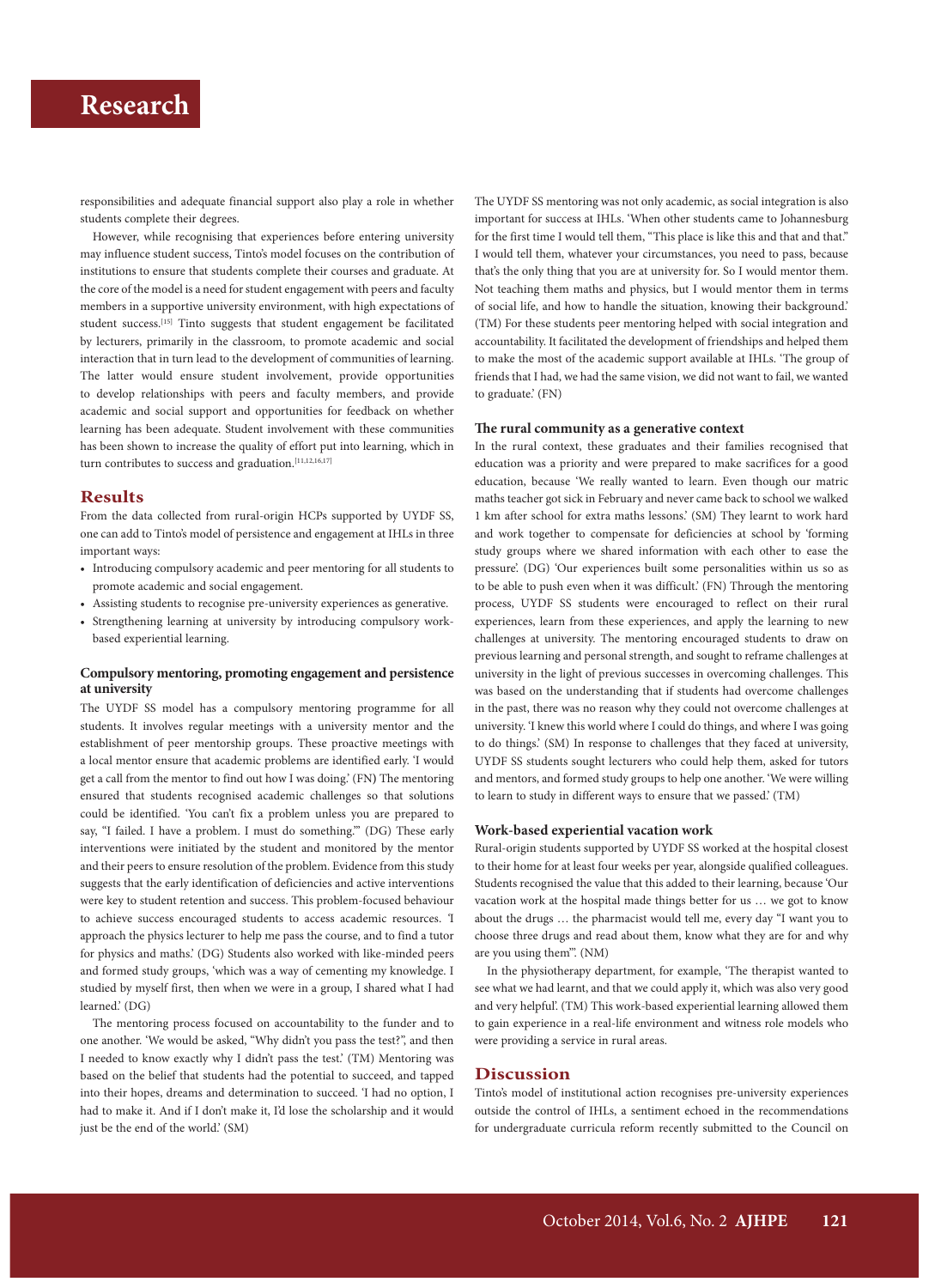responsibilities and adequate financial support also play a role in whether students complete their degrees.

However, while recognising that experiences before entering university may influence student success, Tinto's model focuses on the contribution of institutions to ensure that students complete their courses and graduate. At the core of the model is a need for student engagement with peers and faculty members in a supportive university environment, with high expectations of student success.[15] Tinto suggests that student engagement be facilitated by lecturers, primarily in the classroom, to promote academic and social interaction that in turn lead to the development of communities of learning. The latter would ensure student involvement, provide opportunities to develop relationships with peers and faculty members, and provide academic and social support and opportunities for feedback on whether learning has been adequate. Student involvement with these communities has been shown to increase the quality of effort put into learning, which in turn contributes to success and graduation.[11,12,16,17]

## Results

From the data collected from rural-origin HCPs supported by UYDF SS, one can add to Tinto's model of persistence and engagement at IHLs in three important ways:

- Introducing compulsory academic and peer mentoring for all students to promote academic and social engagement.
- Assisting students to recognise pre-university experiences as generative.
- Strengthening learning at university by introducing compulsory work-based experiential learning.

### Compulsory mentoring, promoting engagement and persistence at university

The UYDF SS model has a compulsory mentoring programme for all students. It involves regular meetings with a university mentor and the establishment of peer mentorship groups. These proactive meetings with a local mentor ensure that academic problems are identified early. 'I would get a call from the mentor to find out how I was doing.' (FN) The mentoring ensured that students recognised academic challenges so that solutions could be identified. 'You can't fix a problem unless you are prepared to say, "I failed. I have a problem. I must do something."' (DG) These early interventions were initiated by the student and monitored by the mentor and their peers to ensure resolution of the problem. Evidence from this study suggests that the early identification of deficiencies and active interventions were key to student retention and success. This problem-focused behaviour to achieve success encouraged students to access academic resources. 'I approach the physics lecturer to help me pass the course, and to find a tutor for physics and maths.' (DG) Students also worked with like-minded peers and formed study groups, 'which was a way of cementing my knowledge. I studied by myself first, then when we were in a group, I shared what I had learned.' (DG)

The mentoring process focused on accountability to the funder and to one another. 'We would be asked, "Why didn't you pass the test?", and then I needed to know exactly why I didn't pass the test.' (TM) Mentoring was based on the belief that students had the potential to succeed, and tapped into their hopes, dreams and determination to succeed. 'I had no option, I had to make it. And if I don't make it, I'd lose the scholarship and it would just be the end of the world.' (SM)

The UYDF SS mentoring was not only academic, as social integration is also important for success at IHLs. 'When other students came to Johannesburg for the first time I would tell them, "This place is like this and that and that." I would tell them, whatever your circumstances, you need to pass, because that's the only thing that you are at university for. So I would mentor them. Not teaching them maths and physics, but I would mentor them in terms of social life, and how to handle the situation, knowing their background.' (TM) For these students peer mentoring helped with social integration and accountability. It facilitated the development of friendships and helped them to make the most of the academic support available at IHLs. 'The group of friends that I had, we had the same vision, we did not want to fail, we wanted to graduate.' (FN)

### The rural community as a generative context

In the rural context, these graduates and their families recognised that education was a priority and were prepared to make sacrifices for a good education, because 'We really wanted to learn. Even though our matric maths teacher got sick in February and never came back to school we walked 1 km after school for extra maths lessons.' (SM) They learnt to work hard and work together to compensate for deficiencies at school by 'forming study groups where we shared information with each other to ease the pressure'. (DG) 'Our experiences built some personalities within us so as to be able to push even when it was difficult.' (FN) Through the mentoring process, UYDF SS students were encouraged to reflect on their rural experiences, learn from these experiences, and apply the learning to new challenges at university. The mentoring encouraged students to draw on previous learning and personal strength, and sought to reframe challenges at university in the light of previous successes in overcoming challenges. This was based on the understanding that if students had overcome challenges in the past, there was no reason why they could not overcome challenges at university. 'I knew this world where I could do things, and where I was going to do things.' (SM) In response to challenges that they faced at university, UYDF SS students sought lecturers who could help them, asked for tutors and mentors, and formed study groups to help one another. 'We were willing to learn to study in different ways to ensure that we passed.' (TM)

### Work-based experiential vacation work

Rural-origin students supported by UYDF SS worked at the hospital closest to their home for at least four weeks per year, alongside qualified colleagues. Students recognised the value that this added to their learning, because 'Our vacation work at the hospital made things better for us … we got to know about the drugs … the pharmacist would tell me, every day "I want you to choose three drugs and read about them, know what they are for and why are you using them"'. (NM)

In the physiotherapy department, for example, 'The therapist wanted to see what we had learnt, and that we could apply it, which was also very good and very helpful'. (TM) This work-based experiential learning allowed them to gain experience in a real-life environment and witness role models who were providing a service in rural areas.

## Discussion

Tinto's model of institutional action recognises pre-university experiences outside the control of IHLs, a sentiment echoed in the recommendations for undergraduate curricula reform recently submitted to the Council on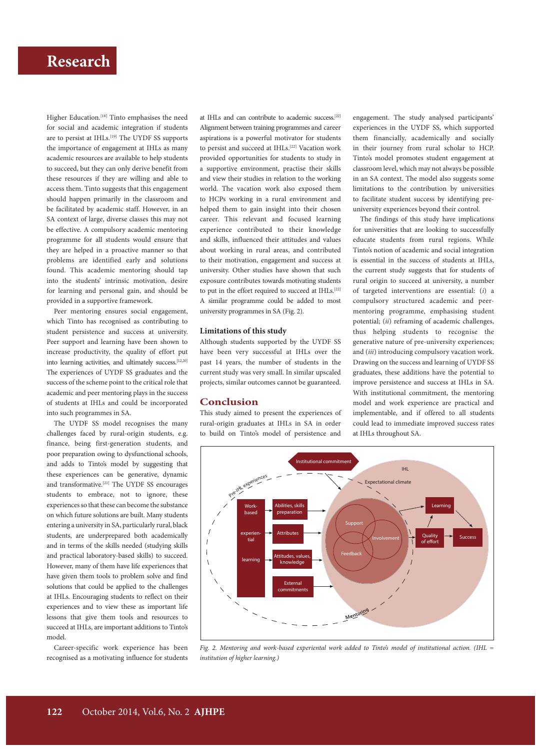Higher Education.[18] Tinto emphasises the need for social and academic integration if students are to persist at IHLs.[19] The UYDF SS supports the importance of engagement at IHLs as many academic resources are available to help students to succeed, but they can only derive benefit from these resources if they are willing and able to access them. Tinto suggests that this engagement should happen primarily in the classroom and be facilitated by academic staff. However, in an SA context of large, diverse classes this may not be effective. A compulsory academic mentoring programme for all students would ensure that they are helped in a proactive manner so that problems are identified early and solutions found. This academic mentoring should tap into the students' intrinsic motivation, desire for learning and personal gain, and should be provided in a supportive framework.

Peer mentoring ensures social engagement, which Tinto has recognised as contributing to student persistence and success at university. Peer support and learning have been shown to increase productivity, the quality of effort put into learning activities, and ultimately success.[12,20] The experiences of UYDF SS graduates and the success of the scheme point to the critical role that academic and peer mentoring plays in the success of students at IHLs and could be incorporated into such programmes in SA.

The UYDF SS model recognises the many challenges faced by rural-origin students, e.g. finance, being first-generation students, and poor preparation owing to dysfunctional schools, and adds to Tinto's model by suggesting that these experiences can be generative, dynamic and transformative.[21] The UYDF SS encourages students to embrace, not to ignore, these experiences so that these can become the substance on which future solutions are built. Many students entering a university in SA, particularly rural, black students, are underprepared both academically and in terms of the skills needed (studying skills and practical laboratory-based skills) to succeed. However, many of them have life experiences that have given them tools to problem solve and find solutions that could be applied to the challenges at IHLs. Encouraging students to reflect on their experiences and to view these as important life lessons that give them tools and resources to succeed at IHLs, are important additions to Tinto's model.

Career-specific work experience has been recognised as a motivating influence for students at IHLs and can contribute to academic success.[22] Alignment between training programmes and career aspirations is a powerful motivator for students to persist and succeed at IHLs.[22] Vacation work provided opportunities for students to study in a supportive environment, practise their skills and view their studies in relation to the working world. The vacation work also exposed them to HCPs working in a rural environment and helped them to gain insight into their chosen career. This relevant and focused learning experience contributed to their knowledge and skills, influenced their attitudes and values about working in rural areas, and contributed to their motivation, engagement and success at university. Other studies have shown that such exposure contributes towards motivating students to put in the effort required to succeed at IHLs.[22] A similar programme could be added to most university programmes in SA (Fig. 2).

### Limitations of this study

Although students supported by the UYDF SS have been very successful at IHLs over the past 14 years, the number of students in the current study was very small. In similar upscaled projects, similar outcomes cannot be guaranteed.

## Conclusion

This study aimed to present the experiences of rural-origin graduates at IHLs in SA in order to build on Tinto's model of persistence and engagement. The study analysed participants' experiences in the UYDF SS, which supported them financially, academically and socially in their journey from rural scholar to HCP. Tinto's model promotes student engagement at classroom level, which may not always be possible in an SA context. The model also suggests some limitations to the contribution by universities to facilitate student success by identifying pre-university experiences beyond their control.

The findings of this study have implications for universities that are looking to successfully educate students from rural regions. While Tinto's notion of academic and social integration is essential in the success of students at IHLs, the current study suggests that for students of rural origin to succeed at university, a number of targeted interventions are essential: (*i*) a compulsory structured academic and peer-mentoring programme, emphasising student potential; (*ii*) reframing of academic challenges, thus helping students to recognise the generative nature of pre-university experiences; and (*iii*) introducing compulsory vacation work. Drawing on the success and learning of UYDF SS graduates, these additions have the potential to improve persistence and success at IHLs in SA. With institutional commitment, the mentoring model and work experience are practical and implementable, and if offered to all students could lead to immediate improved success rates at IHLs throughout SA.

*Fig. 2. Mentoring and work-based experiential work added to Tinto's model of institutional action. (IHL = institution of higher learning.)*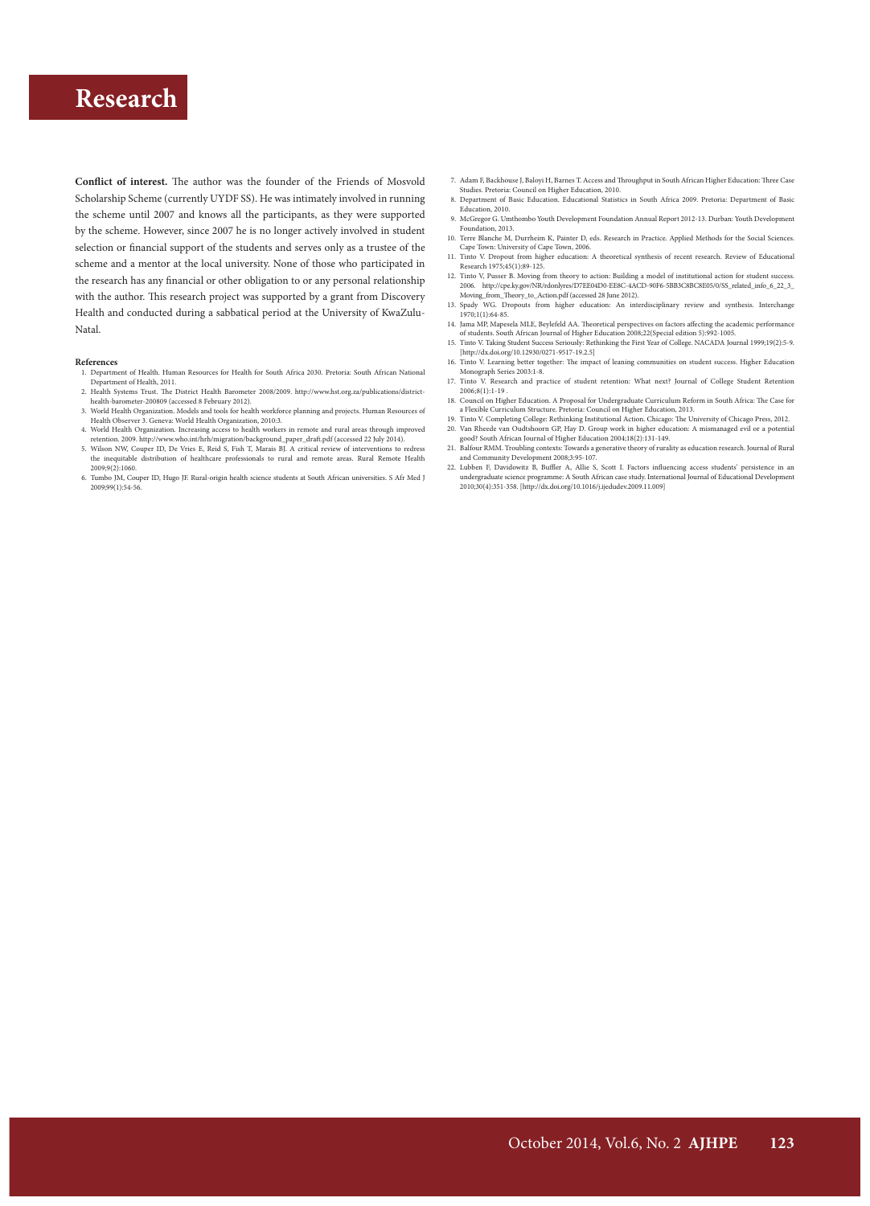**Conflict of interest.** The author was the founder of the Friends of Mosvold Scholarship Scheme (currently UYDF SS). He was intimately involved in running the scheme until 2007 and knows all the participants, as they were supported by the scheme. However, since 2007 he is no longer actively involved in student selection or financial support of the students and serves only as a trustee of the scheme and a mentor at the local university. None of those who participated in the research has any financial or other obligation to or any personal relationship with the author. This research project was supported by a grant from Discovery Health and conducted during a sabbatical period at the University of KwaZulu-Natal.

#### References

1. Department of Health. Human Resources for Health for South Africa 2030. Pretoria: South African National Department of Health, 2011.
2. Health Systems Trust. The District Health Barometer 2008/2009. http://www.hst.org.za/publications/district-health-barometer-200809 (accessed 8 February 2012).
3. World Health Organization. Models and tools for health workforce planning and projects. Human Resources of Health Observer 3. Geneva: World Health Organization, 2010:3.
4. World Health Organization. Increasing access to health workers in remote and rural areas through improved retention. 2009. http://www.who.int/hrh/migration/background_paper_draft.pdf (accessed 22 July 2014).
5. Wilson NW, Couper ID, De Vries E, Reid S, Fish T, Marais BJ. A critical review of interventions to redress the inequitable distribution of healthcare professionals to rural and remote areas. Rural Remote Health 2009;9(2):1060.
6. Tumbo JM, Couper ID, Hugo JF. Rural-origin health science students at South African universities. S Afr Med J 2009;99(1):54-56.
7. Adam F, Backhouse J, Baloyi H, Barnes T. Access and Throughput in South African Higher Education: Three Case Studies. Pretoria: Council on Higher Education, 2010.
8. Department of Basic Education. Educational Statistics in South Africa 2009. Pretoria: Department of Basic Education, 2010.
9. McGregor G. Umthombo Youth Development Foundation Annual Report 2012-13. Durban: Youth Development Foundation, 2013.
10. Terre Blanche M, Durrheim K, Painter D, eds. Research in Practice. Applied Methods for the Social Sciences. Cape Town: University of Cape Town, 2006.
11. Tinto V. Dropout from higher education: A theoretical synthesis of recent research. Review of Educational Research 1975;45(1):89-125.
12. Tinto V, Pusser B. Moving from theory to action: Building a model of institutional action for student success. 2006. http://cpe.ky.gov/NR/rdonlyres/D7EE04D0-EE8C-4ACD-90F6-5BB3C8BC8E05/0/SS_related_info_6_22_3_Moving_from_Theory_to_Action.pdf (accessed 28 June 2012).
13. Spady WG. Dropouts from higher education: An interdisciplinary review and synthesis. Interchange 1970;1(1):64-85.
14. Jama MP, Mapesela MLE, Beylefeld AA. Theoretical perspectives on factors affecting the academic performance of students. South African Journal of Higher Education 2008;22(Special edition 5):992-1005.
15. Tinto V. Taking Student Success Seriously: Rethinking the First Year of College. NACADA Journal 1999;19(2):5-9. [http://dx.doi.org/10.12930/0271-9517-19.2.5]
16. Tinto V. Learning better together: The impact of leaning communities on student success. Higher Education Monograph Series 2003:1-8.
17. Tinto V. Research and practice of student retention: What next? Journal of College Student Retention 2006;8(1):1-19 .
18. Council on Higher Education. A Proposal for Undergraduate Curriculum Reform in South Africa: The Case for a Flexible Curriculum Structure. Pretoria: Council on Higher Education, 2013.
19. Tinto V. Completing College: Rethinking Institutional Action. Chicago: The University of Chicago Press, 2012.
20. Van Rheede van Oudtshoorn GP, Hay D. Group work in higher education: A mismanaged evil or a potential good? South African Journal of Higher Education 2004;18(2):131-149.
21. Balfour RMM. Troubling contexts: Towards a generative theory of rurality as education research. Journal of Rural and Community Development 2008;3:95-107.
22. Lübben F, Davidowitz B, Buffler A, Allie S, Scott I. Factors influencing access students' persistence in an undergraduate science programme: A South African case study. International Journal of Educational Development 2010;30(4):351-358. [http://dx.doi.org/10.1016/j.ijedudev.2009.11.009]